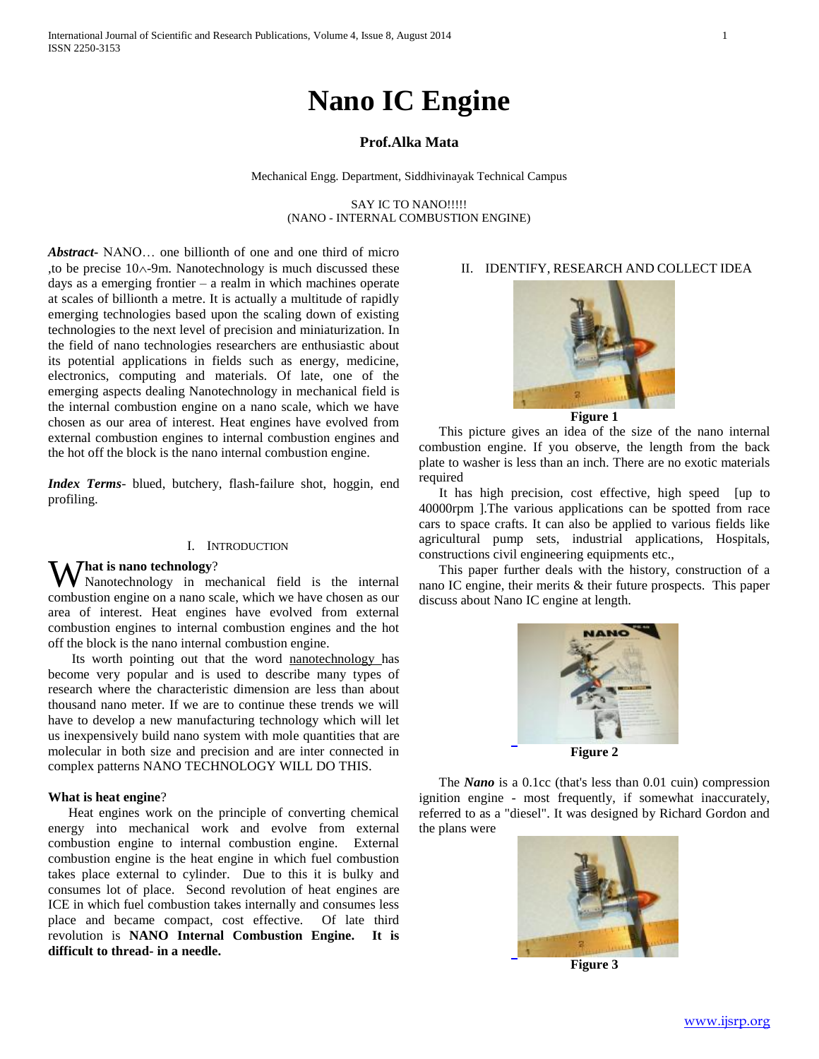# Nano IC Engine

**Prof.Alka Mata**

Mechanical Engg. Department, Siddhivinayak Technical Campus

SAY IC TO NANO!!!!!
(NANO - INTERNAL COMBUSTION ENGINE)

***Abstract***- NANO… one billionth of one and one third of micro ,to be precise 10^-9m. Nanotechnology is much discussed these days as a emerging frontier – a realm in which machines operate at scales of billionth a metre. It is actually a multitude of rapidly emerging technologies based upon the scaling down of existing technologies to the next level of precision and miniaturization. In the field of nano technologies researchers are enthusiastic about its potential applications in fields such as energy, medicine, electronics, computing and materials. Of late, one of the emerging aspects dealing Nanotechnology in mechanical field is the internal combustion engine on a nano scale, which we have chosen as our area of interest. Heat engines have evolved from external combustion engines to internal combustion engines and the hot off the block is the nano internal combustion engine.

***Index Terms***- blued, butchery, flash-failure shot, hoggin, end profiling.

## I. Introduction

**What is nano technology**?

Nanotechnology in mechanical field is the internal combustion engine on a nano scale, which we have chosen as our area of interest. Heat engines have evolved from external combustion engines to internal combustion engines and the hot off the block is the nano internal combustion engine.

Its worth pointing out that the word nanotechnology has become very popular and is used to describe many types of research where the characteristic dimension are less than about thousand nano meter. If we are to continue these trends we will have to develop a new manufacturing technology which will let us inexpensively build nano system with mole quantities that are molecular in both size and precision and are inter connected in complex patterns NANO TECHNOLOGY WILL DO THIS.

**What is heat engine**?

Heat engines work on the principle of converting chemical energy into mechanical work and evolve from external combustion engine to internal combustion engine. External combustion engine is the heat engine in which fuel combustion takes place external to cylinder. Due to this it is bulky and consumes lot of place. Second revolution of heat engines are ICE in which fuel combustion takes internally and consumes less place and became compact, cost effective. Of late third revolution is **NANO Internal Combustion Engine. It is difficult to thread- in a needle.**

## II. Identify, Research and Collect Idea

**Figure 1**

This picture gives an idea of the size of the nano internal combustion engine. If you observe, the length from the back plate to washer is less than an inch. There are no exotic materials required

It has high precision, cost effective, high speed [up to 40000rpm ].The various applications can be spotted from race cars to space crafts. It can also be applied to various fields like agricultural pump sets, industrial applications, Hospitals, constructions civil engineering equipments etc.,

This paper further deals with the history, construction of a nano IC engine, their merits & their future prospects. This paper discuss about Nano IC engine at length.

**Figure 2**

The ***Nano*** is a 0.1cc (that's less than 0.01 cuin) compression ignition engine - most frequently, if somewhat inaccurately, referred to as a "diesel". It was designed by Richard Gordon and the plans were

**Figure 3**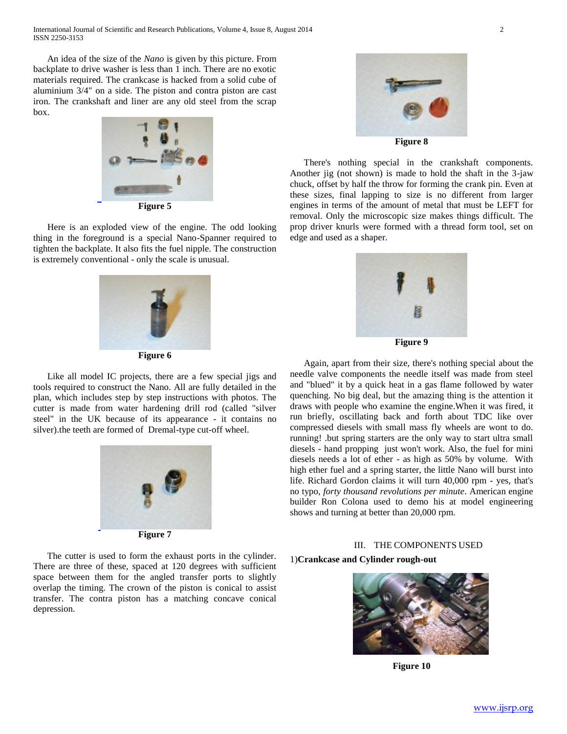An idea of the size of the *Nano* is given by this picture. From backplate to drive washer is less than 1 inch. There are no exotic materials required. The crankcase is hacked from a solid cube of aluminium 3/4" on a side. The piston and contra piston are cast iron. The crankshaft and liner are any old steel from the scrap box.

**Figure 5**

Here is an exploded view of the engine. The odd looking thing in the foreground is a special Nano-Spanner required to tighten the backplate. It also fits the fuel nipple. The construction is extremely conventional - only the scale is unusual.

**Figure 6**

Like all model IC projects, there are a few special jigs and tools required to construct the Nano. All are fully detailed in the plan, which includes step by step instructions with photos. The cutter is made from water hardening drill rod (called "silver steel" in the UK because of its appearance - it contains no silver).the teeth are formed of Dremal-type cut-off wheel.

**Figure 7**

The cutter is used to form the exhaust ports in the cylinder. There are three of these, spaced at 120 degrees with sufficient space between them for the angled transfer ports to slightly overlap the timing. The crown of the piston is conical to assist transfer. The contra piston has a matching concave conical depression.

**Figure 8**

There's nothing special in the crankshaft components. Another jig (not shown) is made to hold the shaft in the 3-jaw chuck, offset by half the throw for forming the crank pin. Even at these sizes, final lapping to size is no different from larger engines in terms of the amount of metal that must be LEFT for removal. Only the microscopic size makes things difficult. The prop driver knurls were formed with a thread form tool, set on edge and used as a shaper.

**Figure 9**

Again, apart from their size, there's nothing special about the needle valve components the needle itself was made from steel and "blued" it by a quick heat in a gas flame followed by water quenching. No big deal, but the amazing thing is the attention it draws with people who examine the engine.When it was fired, it run briefly, oscillating back and forth about TDC like over compressed diesels with small mass fly wheels are wont to do. running! .but spring starters are the only way to start ultra small diesels - hand propping just won't work. Also, the fuel for mini diesels needs a lot of ether - as high as 50% by volume. With high ether fuel and a spring starter, the little Nano will burst into life. Richard Gordon claims it will turn 40,000 rpm - yes, that's no typo, *forty thousand revolutions per minute*. American engine builder Ron Colona used to demo his at model engineering shows and turning at better than 20,000 rpm.

## III. THE COMPONENTS USED

1)**Crankcase and Cylinder rough-out**

**Figure 10**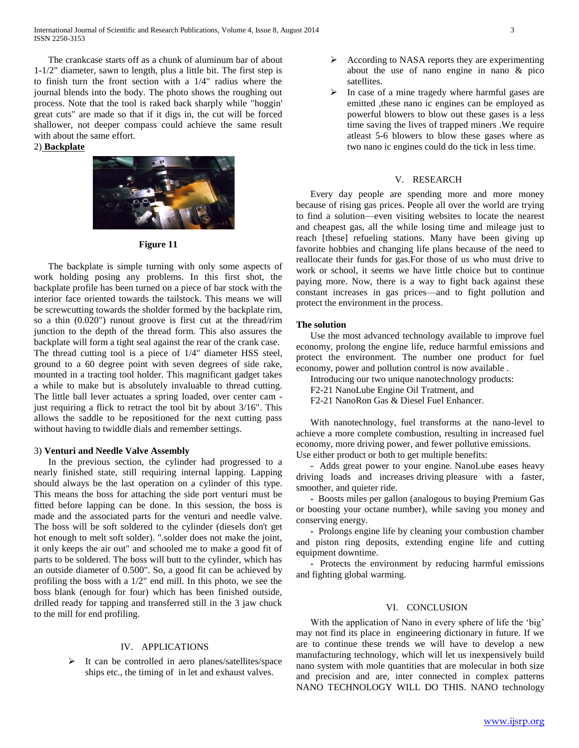The crankcase starts off as a chunk of aluminum bar of about 1-1/2" diameter, sawn to length, plus a little bit. The first step is to finish turn the front section with a 1/4" radius where the journal blends into the body. The photo shows the roughing out process. Note that the tool is raked back sharply while "hoggin' great cuts" are made so that if it digs in, the cut will be forced shallower, not deeper compass could achieve the same result with about the same effort.

2) **Backplate**

**Figure 11**

The backplate is simple turning with only some aspects of work holding posing any problems. In this first shot, the backplate profile has been turned on a piece of bar stock with the interior face oriented towards the tailstock. This means we will be screwcutting towards the sholder formed by the backplate rim, so a thin (0.020") runout groove is first cut at the thread/rim junction to the depth of the thread form. This also assures the backplate will form a tight seal against the rear of the crank case. The thread cutting tool is a piece of 1/4" diameter HSS steel, ground to a 60 degree point with seven degrees of side rake, mounted in a tracting tool holder. This magnificant gadget takes a while to make but is absolutely invaluable to thread cutting. The little ball lever actuates a spring loaded, over center cam - just requiring a flick to retract the tool bit by about 3/16". This allows the saddle to be repositioned for the next cutting pass without having to twiddle dials and remember settings.

3) **Venturi and Needle Valve Assembly**

In the previous section, the cylinder had progressed to a nearly finished state, still requiring internal lapping. Lapping should always be the last operation on a cylinder of this type. This means the boss for attaching the side port venturi must be fitted before lapping can be done. In this session, the boss is made and the associated parts for the venturi and needle valve. The boss will be soft soldered to the cylinder (diesels don't get hot enough to melt soft solder). ".solder does not make the joint, it only keeps the air out" and schooled me to make a good fit of parts to be soldered. The boss will butt to the cylinder, which has an outside diameter of 0.500". So, a good fit can be achieved by profiling the boss with a 1/2" end mill. In this photo, we see the boss blank (enough for four) which has been finished outside, drilled ready for tapping and transferred still in the 3 jaw chuck to the mill for end profiling.

## IV. APPLICATIONS

- It can be controlled in aero planes/satellites/space ships etc., the timing of in let and exhaust valves.
- According to NASA reports they are experimenting about the use of nano engine in nano & pico satellites.
- In case of a mine tragedy where harmful gases are emitted ,these nano ic engines can be employed as powerful blowers to blow out these gases is a less time saving the lives of trapped miners .We require atleast 5-6 blowers to blow these gases where as two nano ic engines could do the tick in less time.

## V. RESEARCH

Every day people are spending more and more money because of rising gas prices. People all over the world are trying to find a solution—even visiting websites to locate the nearest and cheapest gas, all the while losing time and mileage just to reach [these] refueling stations. Many have been giving up favorite hobbies and changing life plans because of the need to reallocate their funds for gas.For those of us who must drive to work or school, it seems we have little choice but to continue paying more. Now, there is a way to fight back against these constant increases in gas prices—and to fight pollution and protect the environment in the process.

**The solution**

Use the most advanced technology available to improve fuel economy, prolong the engine life, reduce harmful emissions and protect the environment. The number one product for fuel economy, power and pollution control is now available .

Introducing our two unique nanotechnology products:

F2-21 NanoLube Engine Oil Tratment, and

F2-21 NanoRon Gas & Diesel Fuel Enhancer.

With nanotechnology, fuel transforms at the nano-level to achieve a more complete combustion, resulting in increased fuel economy, more driving power, and fewer pollutive emissions.

Use either product or both to get multiple benefits:

- Adds great power to your engine. NanoLube eases heavy driving loads and increases driving pleasure with a faster, smoother, and quieter ride.
- Boosts miles per gallon (analogous to buying Premium Gas or boosting your octane number), while saving you money and conserving energy.
- Prolongs engine life by cleaning your combustion chamber and piston ring deposits, extending engine life and cutting equipment downtime.
- Protects the environment by reducing harmful emissions and fighting global warming.

## VI. CONCLUSION

With the application of Nano in every sphere of life the 'big' may not find its place in engineering dictionary in future. If we are to continue these trends we will have to develop a new manufacturing technology, which will let us inexpensively build nano system with mole quantities that are molecular in both size and precision and are, inter connected in complex patterns NANO TECHNOLOGY WILL DO THIS. NANO technology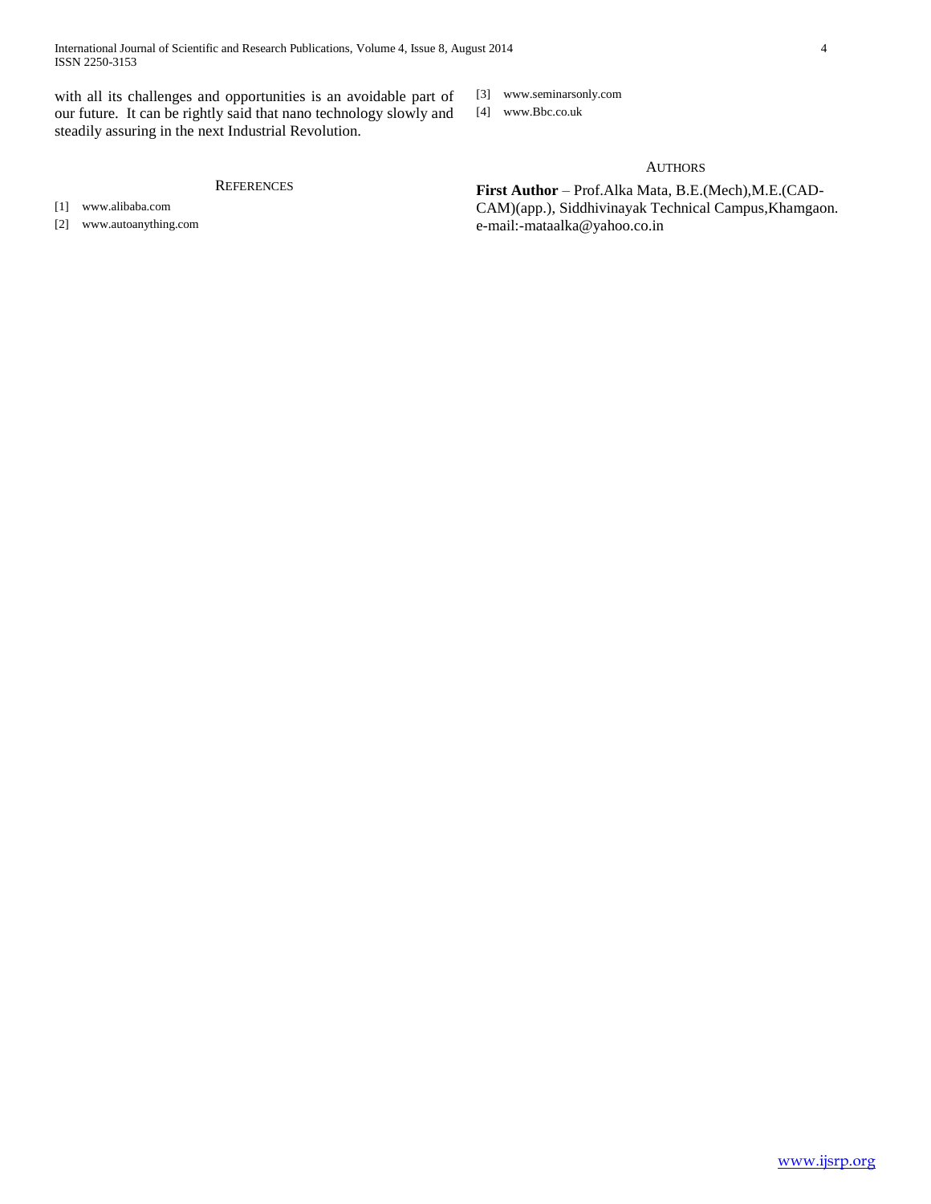with all its challenges and opportunities is an avoidable part of our future. It can be rightly said that nano technology slowly and steadily assuring in the next Industrial Revolution.

## References

[1] www.alibaba.com

[2] www.autoanything.com

[3] www.seminarsonly.com

[4] www.Bbc.co.uk

## Authors

**First Author** – Prof.Alka Mata, B.E.(Mech),M.E.(CAD-CAM)(app.), Siddhivinayak Technical Campus,Khamgaon. e-mail:-mataalka@yahoo.co.in